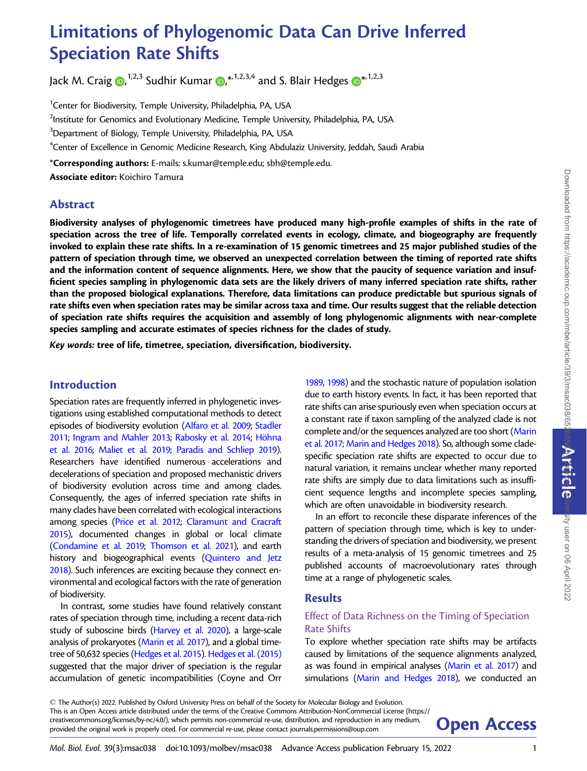# Limitations of Phylogenomic Data Can Drive Inferred Speciation Rate Shifts

Jack M. Craig,[1,2,3] Sudhir Kumar,*[,1,2,3,4] and S. Blair Hedges*[,1,2,3]

[1]Center for Biodiversity, Temple University, Philadelphia, PA, USA

[2]Institute for Genomics and Evolutionary Medicine, Temple University, Philadelphia, PA, USA

[3]Department of Biology, Temple University, Philadelphia, PA, USA

[4]Center of Excellence in Genomic Medicine Research, King Abdulaziz University, Jeddah, Saudi Arabia

***Corresponding authors:** E-mails: s.kumar@temple.edu; sbh@temple.edu.

**Associate editor:** Koichiro Tamura

## Abstract

**Biodiversity analyses of phylogenomic timetrees have produced many high-profile examples of shifts in the rate of speciation across the tree of life. Temporally correlated events in ecology, climate, and biogeography are frequently invoked to explain these rate shifts. In a re-examination of 15 genomic timetrees and 25 major published studies of the pattern of speciation through time, we observed an unexpected correlation between the timing of reported rate shifts and the information content of sequence alignments. Here, we show that the paucity of sequence variation and insufficient species sampling in phylogenomic data sets are the likely drivers of many inferred speciation rate shifts, rather than the proposed biological explanations. Therefore, data limitations can produce predictable but spurious signals of rate shifts even when speciation rates may be similar across taxa and time. Our results suggest that the reliable detection of speciation rate shifts requires the acquisition and assembly of long phylogenomic alignments with near-complete species sampling and accurate estimates of species richness for the clades of study.**

***Key words:* tree of life, timetree, speciation, diversification, biodiversity.**

## Introduction

Speciation rates are frequently inferred in phylogenetic investigations using established computational methods to detect episodes of biodiversity evolution (Alfaro et al. 2009; Stadler 2011; Ingram and Mahler 2013; Rabosky et al. 2014; Höhna et al. 2016; Maliet et al. 2019; Paradis and Schliep 2019). Researchers have identified numerous accelerations and decelerations of speciation and proposed mechanistic drivers of biodiversity evolution across time and among clades. Consequently, the ages of inferred speciation rate shifts in many clades have been correlated with ecological interactions among species (Price et al. 2012; Claramunt and Cracraft 2015), documented changes in global or local climate (Condamine et al. 2019; Thomson et al. 2021), and earth history and biogeographical events (Quintero and Jetz 2018). Such inferences are exciting because they connect environmental and ecological factors with the rate of generation of biodiversity.

In contrast, some studies have found relatively constant rates of speciation through time, including a recent data-rich study of suboscine birds (Harvey et al. 2020), a large-scale analysis of prokaryotes (Marin et al. 2017), and a global timetree of 50,632 species (Hedges et al. 2015). Hedges et al. (2015) suggested that the major driver of speciation is the regular accumulation of genetic incompatibilities (Coyne and Orr 1989, 1998) and the stochastic nature of population isolation due to earth history events. In fact, it has been reported that rate shifts can arise spuriously even when speciation occurs at a constant rate if taxon sampling of the analyzed clade is not complete and/or the sequences analyzed are too short (Marin et al. 2017; Marin and Hedges 2018). So, although some clade-specific speciation rate shifts are expected to occur due to natural variation, it remains unclear whether many reported rate shifts are simply due to data limitations such as insufficient sequence lengths and incomplete species sampling, which are often unavoidable in biodiversity research.

In an effort to reconcile these disparate inferences of the pattern of speciation through time, which is key to understanding the drivers of speciation and biodiversity, we present results of a meta-analysis of 15 genomic timetrees and 25 published accounts of macroevolutionary rates through time at a range of phylogenetic scales.

## Results

### Effect of Data Richness on the Timing of Speciation Rate Shifts

To explore whether speciation rate shifts may be artifacts caused by limitations of the sequence alignments analyzed, as was found in empirical analyses (Marin et al. 2017) and simulations (Marin and Hedges 2018), we conducted an

© The Author(s) 2022. Published by Oxford University Press on behalf of the Society for Molecular Biology and Evolution. This is an Open Access article distributed under the terms of the Creative Commons Attribution-NonCommercial License (https://creativecommons.org/licenses/by-nc/4.0/), which permits non-commercial re-use, distribution, and reproduction in any medium, provided the original work is properly cited. For commercial re-use, please contact journals.permissions@oup.com

**Open Access**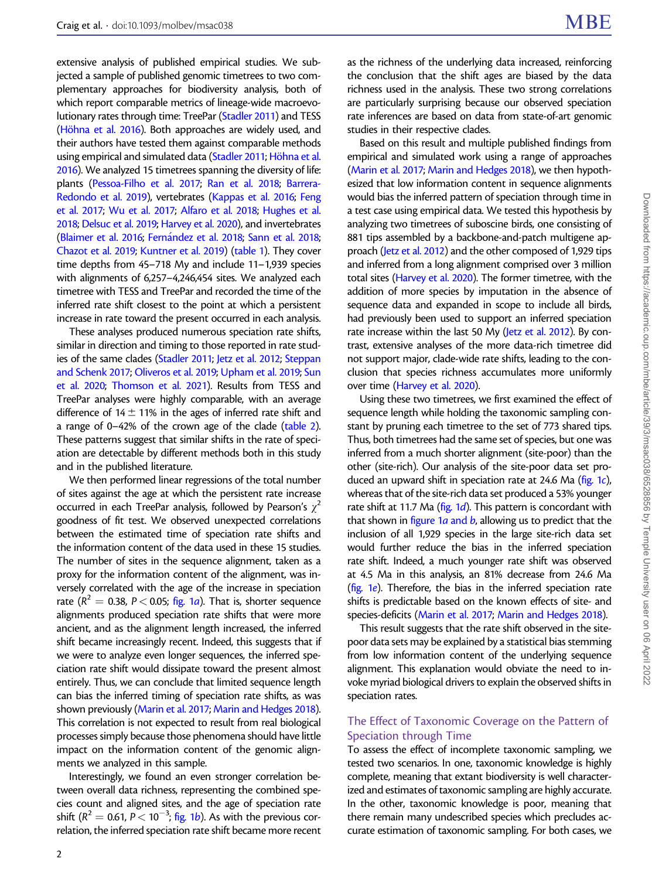extensive analysis of published empirical studies. We subjected a sample of published genomic timetrees to two complementary approaches for biodiversity analysis, both of which report comparable metrics of lineage-wide macroevolutionary rates through time: TreePar (Stadler 2011) and TESS (Höhna et al. 2016). Both approaches are widely used, and their authors have tested them against comparable methods using empirical and simulated data (Stadler 2011; Höhna et al. 2016). We analyzed 15 timetrees spanning the diversity of life: plants (Pessoa-Filho et al. 2017; Ran et al. 2018; Barrera-Redondo et al. 2019), vertebrates (Kappas et al. 2016; Feng et al. 2017; Wu et al. 2017; Alfaro et al. 2018; Hughes et al. 2018; Delsuc et al. 2019; Harvey et al. 2020), and invertebrates (Blaimer et al. 2016; Fernández et al. 2018; Sann et al. 2018; Chazot et al. 2019; Kuntner et al. 2019) (table 1). They cover time depths from 45–718 My and include 11–1,939 species with alignments of 6,257–4,246,454 sites. We analyzed each timetree with TESS and TreePar and recorded the time of the inferred rate shift closest to the point at which a persistent increase in rate toward the present occurred in each analysis.

These analyses produced numerous speciation rate shifts, similar in direction and timing to those reported in rate studies of the same clades (Stadler 2011; Jetz et al. 2012; Steppan and Schenk 2017; Oliveros et al. 2019; Upham et al. 2019; Sun et al. 2020; Thomson et al. 2021). Results from TESS and TreePar analyses were highly comparable, with an average difference of 14 ± 11% in the ages of inferred rate shift and a range of 0–42% of the crown age of the clade (table 2). These patterns suggest that similar shifts in the rate of speciation are detectable by different methods both in this study and in the published literature.

We then performed linear regressions of the total number of sites against the age at which the persistent rate increase occurred in each TreePar analysis, followed by Pearson's $\chi^2$ goodness of fit test. We observed unexpected correlations between the estimated time of speciation rate shifts and the information content of the data used in these 15 studies. The number of sites in the sequence alignment, taken as a proxy for the information content of the alignment, was inversely correlated with the age of the increase in speciation rate ($R^2 = 0.38$, $P < 0.05$; fig. 1*a*). That is, shorter sequence alignments produced speciation rate shifts that were more ancient, and as the alignment length increased, the inferred shift became increasingly recent. Indeed, this suggests that if we were to analyze even longer sequences, the inferred speciation rate shift would dissipate toward the present almost entirely. Thus, we can conclude that limited sequence length can bias the inferred timing of speciation rate shifts, as was shown previously (Marin et al. 2017; Marin and Hedges 2018). This correlation is not expected to result from real biological processes simply because those phenomena should have little impact on the information content of the genomic alignments we analyzed in this sample.

Interestingly, we found an even stronger correlation between overall data richness, representing the combined species count and aligned sites, and the age of speciation rate shift ($R^2 = 0.61$, $P < 10^{-3}$; fig. 1*b*). As with the previous correlation, the inferred speciation rate shift became more recent as the richness of the underlying data increased, reinforcing the conclusion that the shift ages are biased by the data richness used in the analysis. These two strong correlations are particularly surprising because our observed speciation rate inferences are based on data from state-of-art genomic studies in their respective clades.

Based on this result and multiple published findings from empirical and simulated work using a range of approaches (Marin et al. 2017; Marin and Hedges 2018), we then hypothesized that low information content in sequence alignments would bias the inferred pattern of speciation through time in a test case using empirical data. We tested this hypothesis by analyzing two timetrees of suboscine birds, one consisting of 881 tips assembled by a backbone-and-patch multigene approach (Jetz et al. 2012) and the other composed of 1,929 tips and inferred from a long alignment comprised over 3 million total sites (Harvey et al. 2020). The former timetree, with the addition of more species by imputation in the absence of sequence data and expanded in scope to include all birds, had previously been used to support an inferred speciation rate increase within the last 50 My (Jetz et al. 2012). By contrast, extensive analyses of the more data-rich timetree did not support major, clade-wide rate shifts, leading to the conclusion that species richness accumulates more uniformly over time (Harvey et al. 2020).

Using these two timetrees, we first examined the effect of sequence length while holding the taxonomic sampling constant by pruning each timetree to the set of 773 shared tips. Thus, both timetrees had the same set of species, but one was inferred from a much shorter alignment (site-poor) than the other (site-rich). Our analysis of the site-poor data set produced an upward shift in speciation rate at 24.6 Ma (fig. 1*c*), whereas that of the site-rich data set produced a 53% younger rate shift at 11.7 Ma (fig. 1*d*). This pattern is concordant with that shown in figure 1*a* and *b*, allowing us to predict that the inclusion of all 1,929 species in the large site-rich data set would further reduce the bias in the inferred speciation rate shift. Indeed, a much younger rate shift was observed at 4.5 Ma in this analysis, an 81% decrease from 24.6 Ma (fig. 1*e*). Therefore, the bias in the inferred speciation rate shifts is predictable based on the known effects of site- and species-deficits (Marin et al. 2017; Marin and Hedges 2018).

This result suggests that the rate shift observed in the site-poor data sets may be explained by a statistical bias stemming from low information content of the underlying sequence alignment. This explanation would obviate the need to invoke myriad biological drivers to explain the observed shifts in speciation rates.

## The Effect of Taxonomic Coverage on the Pattern of Speciation through Time

To assess the effect of incomplete taxonomic sampling, we tested two scenarios. In one, taxonomic knowledge is highly complete, meaning that extant biodiversity is well characterized and estimates of taxonomic sampling are highly accurate. In the other, taxonomic knowledge is poor, meaning that there remain many undescribed species which precludes accurate estimation of taxonomic sampling. For both cases, we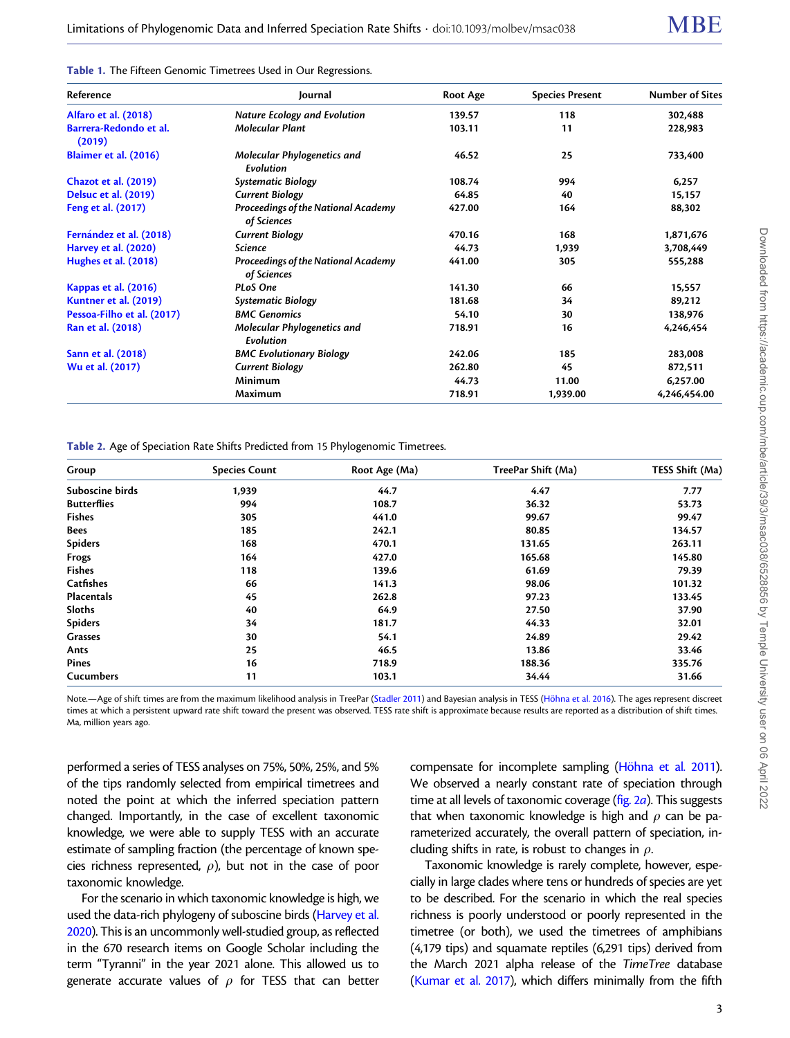**Table 1.** The Fifteen Genomic Timetrees Used in Our Regressions.

| Reference | Journal | Root Age | Species Present | Number of Sites |
|---|---|---|---|---|
| Alfaro et al. (2018) | *Nature Ecology and Evolution* | 139.57 | 118 | 302,488 |
| Barrera-Redondo et al. (2019) | *Molecular Plant* | 103.11 | 11 | 228,983 |
| Blaimer et al. (2016) | *Molecular Phylogenetics and Evolution* | 46.52 | 25 | 733,400 |
| Chazot et al. (2019) | *Systematic Biology* | 108.74 | 994 | 6,257 |
| Delsuc et al. (2019) | *Current Biology* | 64.85 | 40 | 15,157 |
| Feng et al. (2017) | *Proceedings of the National Academy of Sciences* | 427.00 | 164 | 88,302 |
| Fernández et al. (2018) | *Current Biology* | 470.16 | 168 | 1,871,676 |
| Harvey et al. (2020) | *Science* | 44.73 | 1,939 | 3,708,449 |
| Hughes et al. (2018) | *Proceedings of the National Academy of Sciences* | 441.00 | 305 | 555,288 |
| Kappas et al. (2016) | *PLoS One* | 141.30 | 66 | 15,557 |
| Kuntner et al. (2019) | *Systematic Biology* | 181.68 | 34 | 89,212 |
| Pessoa-Filho et al. (2017) | *BMC Genomics* | 54.10 | 30 | 138,976 |
| Ran et al. (2018) | *Molecular Phylogenetics and Evolution* | 718.91 | 16 | 4,246,454 |
| Sann et al. (2018) | *BMC Evolutionary Biology* | 242.06 | 185 | 283,008 |
| Wu et al. (2017) | *Current Biology* | 262.80 | 45 | 872,511 |
| | **Minimum** | 44.73 | 11.00 | 6,257.00 |
| | **Maximum** | 718.91 | 1,939.00 | 4,246,454.00 |

**Table 2.** Age of Speciation Rate Shifts Predicted from 15 Phylogenomic Timetrees.

| Group | Species Count | Root Age (Ma) | TreePar Shift (Ma) | TESS Shift (Ma) |
|---|---|---|---|---|
| Suboscine birds | 1,939 | 44.7 | 4.47 | 7.77 |
| Butterflies | 994 | 108.7 | 36.32 | 53.73 |
| Fishes | 305 | 441.0 | 99.67 | 99.47 |
| Bees | 185 | 242.1 | 80.85 | 134.57 |
| Spiders | 168 | 470.1 | 131.65 | 263.11 |
| Frogs | 164 | 427.0 | 165.68 | 145.80 |
| Fishes | 118 | 139.6 | 61.69 | 79.39 |
| Catfishes | 66 | 141.3 | 98.06 | 101.32 |
| Placentals | 45 | 262.8 | 97.23 | 133.45 |
| Sloths | 40 | 64.9 | 27.50 | 37.90 |
| Spiders | 34 | 181.7 | 44.33 | 32.01 |
| Grasses | 30 | 54.1 | 24.89 | 29.42 |
| Ants | 25 | 46.5 | 13.86 | 33.46 |
| Pines | 16 | 718.9 | 188.36 | 335.76 |
| Cucumbers | 11 | 103.1 | 34.44 | 31.66 |

Note.—Age of shift times are from the maximum likelihood analysis in TreePar (Stadler 2011) and Bayesian analysis in TESS (Höhna et al. 2016). The ages represent discreet times at which a persistent upward rate shift toward the present was observed. TESS rate shift is approximate because results are reported as a distribution of shift times. Ma, million years ago.

performed a series of TESS analyses on 75%, 50%, 25%, and 5% of the tips randomly selected from empirical timetrees and noted the point at which the inferred speciation pattern changed. Importantly, in the case of excellent taxonomic knowledge, we were able to supply TESS with an accurate estimate of sampling fraction (the percentage of known species richness represented, $\rho$), but not in the case of poor taxonomic knowledge.

For the scenario in which taxonomic knowledge is high, we used the data-rich phylogeny of suboscine birds (Harvey et al. 2020). This is an uncommonly well-studied group, as reflected in the 670 research items on Google Scholar including the term "Tyranni" in the year 2021 alone. This allowed us to generate accurate values of $\rho$ for TESS that can better compensate for incomplete sampling (Höhna et al. 2011). We observed a nearly constant rate of speciation through time at all levels of taxonomic coverage (fig. 2*a*). This suggests that when taxonomic knowledge is high and $\rho$ can be parameterized accurately, the overall pattern of speciation, including shifts in rate, is robust to changes in $\rho$.

Taxonomic knowledge is rarely complete, however, especially in large clades where tens or hundreds of species are yet to be described. For the scenario in which the real species richness is poorly understood or poorly represented in the timetree (or both), we used the timetrees of amphibians (4,179 tips) and squamate reptiles (6,291 tips) derived from the March 2021 alpha release of the *TimeTree* database (Kumar et al. 2017), which differs minimally from the fifth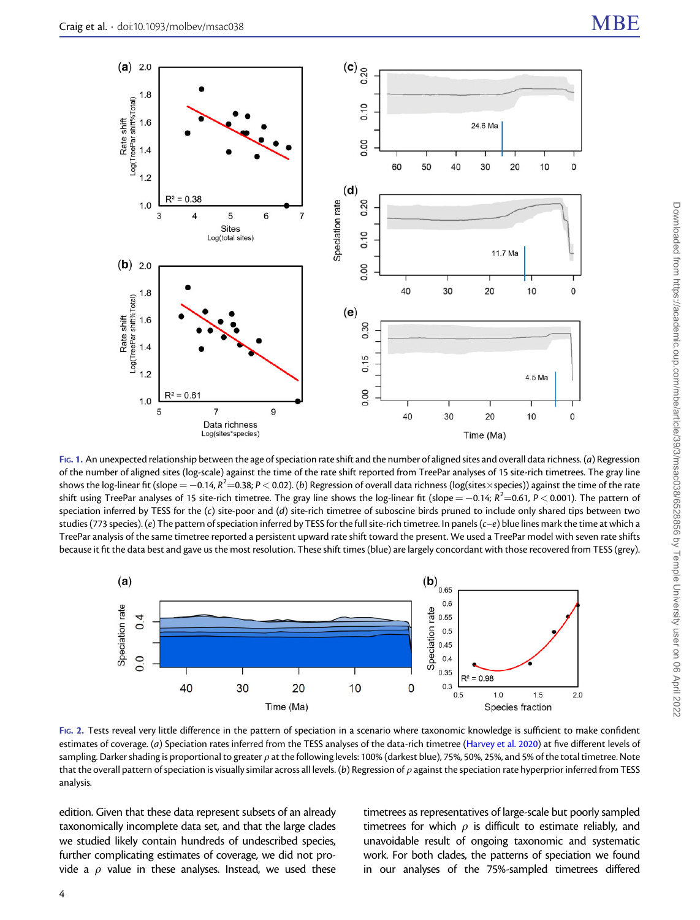(a)
2.0
1.8
1.6
1.4
1.2
1.0
Rate shift
Log(TreePar shift%Total)
R² = 0.38
3 4 5 6 7
Sites
Log(total sites)

(b)
2.0
1.8
1.6
1.4
1.2
1.0
Rate shift
Log(TreePar shift%Total)
R² = 0.61
5 7 9
Data richness
Log(sites*species)

(c)
0.20
0.10
0.00
24.6 Ma
60 50 40 30 20 10 0

(d)
Speciation rate
0.20
0.10
0.00
11.7 Ma
40 30 20 10 0

(e)
0.30
0.15
0.00
4.5 Ma
40 30 20 10 0
Time (Ma)

Fig. 1. An unexpected relationship between the age of speciation rate shift and the number of aligned sites and overall data richness. (*a*) Regression of the number of aligned sites (log-scale) against the time of the rate shift reported from TreePar analyses of 15 site-rich timetrees. The gray line shows the log-linear fit (slope = −0.14, $R^2$=0.38; $P < 0.02$). (*b*) Regression of overall data richness (log(sites × species)) against the time of the rate shift using TreePar analyses of 15 site-rich timetree. The gray line shows the log-linear fit (slope = −0.14; $R^2$=0.61, $P < 0.001$). The pattern of speciation inferred by TESS for the (*c*) site-poor and (*d*) site-rich timetree of suboscine birds pruned to include only shared tips between two studies (773 species). (*e*) The pattern of speciation inferred by TESS for the full site-rich timetree. In panels (*c*–*e*) blue lines mark the time at which a TreePar analysis of the same timetree reported a persistent upward rate shift toward the present. We used a TreePar model with seven rate shifts because it fit the data best and gave us the most resolution. These shift times (blue) are largely concordant with those recovered from TESS (grey).

(a)
Speciation rate
0.4
0.0
40 30 20 10 0
Time (Ma)

(b)
Speciation rate
0.65
0.6
0.55
0.5
0.45
0.4
0.35
0.3
R² = 0.98
0.5 1.0 1.5 2.0
Species fraction

Fig. 2. Tests reveal very little difference in the pattern of speciation in a scenario where taxonomic knowledge is sufficient to make confident estimates of coverage. (*a*) Speciation rates inferred from the TESS analyses of the data-rich timetree (Harvey et al. 2020) at five different levels of sampling. Darker shading is proportional to greater $\rho$ at the following levels: 100% (darkest blue), 75%, 50%, 25%, and 5% of the total timetree. Note that the overall pattern of speciation is visually similar across all levels. (*b*) Regression of $\rho$ against the speciation rate hyperprior inferred from TESS analysis.

edition. Given that these data represent subsets of an already taxonomically incomplete data set, and that the large clades we studied likely contain hundreds of undescribed species, further complicating estimates of coverage, we did not provide a $\rho$ value in these analyses. Instead, we used these timetrees as representatives of large-scale but poorly sampled timetrees for which $\rho$ is difficult to estimate reliably, and unavoidable result of ongoing taxonomic and systematic work. For both clades, the patterns of speciation we found in our analyses of the 75%-sampled timetrees differed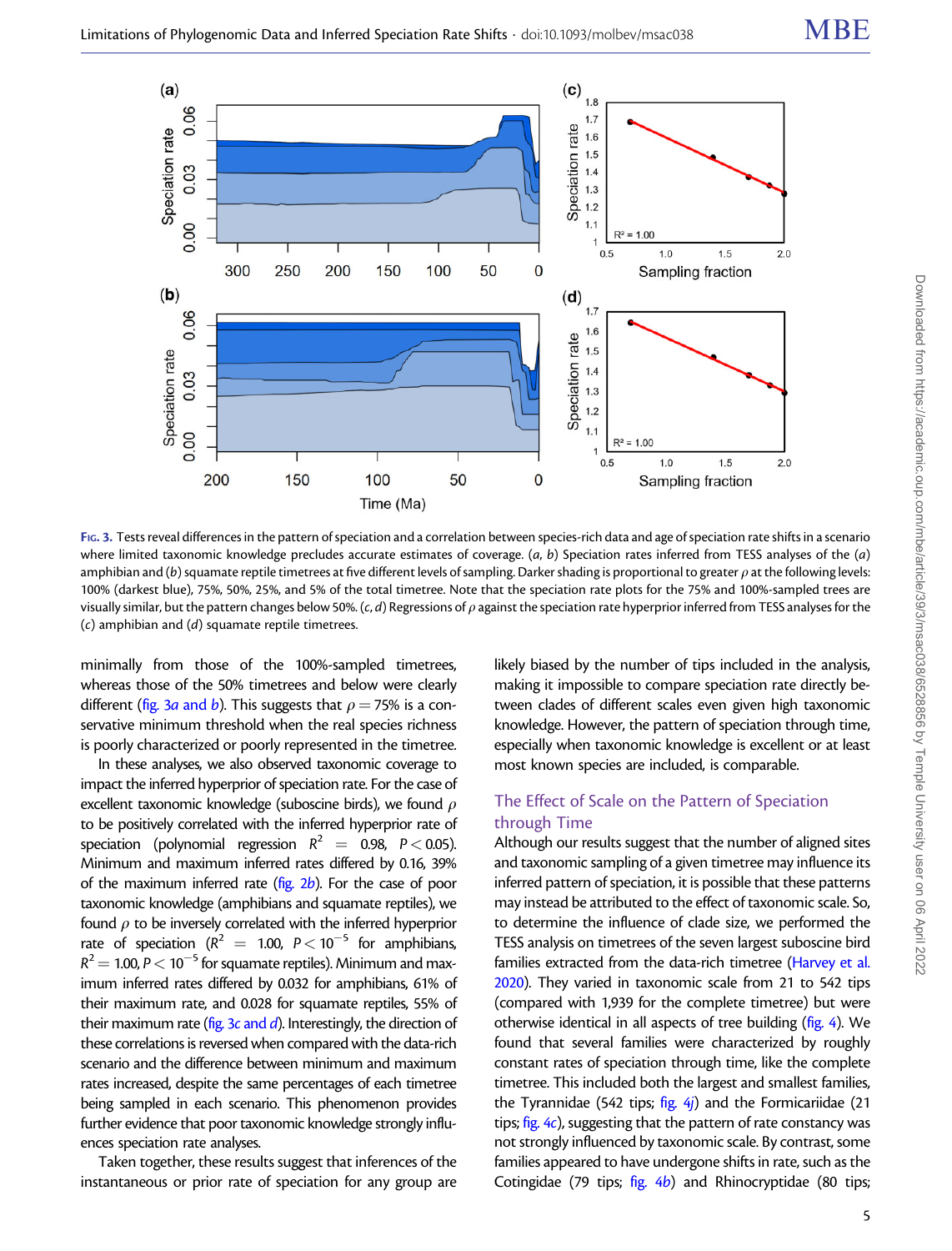(a)

Speciation rate

0.06
0.03
0.00

300 250 200 150 100 50 0

(b)

Speciation rate

0.06
0.03
0.00

200 150 100 50 0

Time (Ma)

(c)

Speciation rate

1.8
1.7
1.6
1.5
1.4
1.3
1.2
1.1
1

R² = 1.00

0.5 1.0 1.5 2.0

Sampling fraction

(d)

Speciation rate

1.7
1.6
1.5
1.4
1.3
1.2
1.1
1

R² = 1.00

0.5 1.0 1.5 2.0

Sampling fraction

Fig. 3. Tests reveal differences in the pattern of speciation and a correlation between species-rich data and age of speciation rate shifts in a scenario where limited taxonomic knowledge precludes accurate estimates of coverage. (*a*, *b*) Speciation rates inferred from TESS analyses of the (*a*) amphibian and (*b*) squamate reptile timetrees at five different levels of sampling. Darker shading is proportional to greater $\rho$ at the following levels: 100% (darkest blue), 75%, 50%, 25%, and 5% of the total timetree. Note that the speciation rate plots for the 75% and 100%-sampled trees are visually similar, but the pattern changes below 50%. (*c*, *d*) Regressions of $\rho$ against the speciation rate hyperprior inferred from TESS analyses for the (*c*) amphibian and (*d*) squamate reptile timetrees.

minimally from those of the 100%-sampled timetrees, whereas those of the 50% timetrees and below were clearly different (fig. 3*a* and *b*). This suggests that $\rho = 75\%$ is a conservative minimum threshold when the real species richness is poorly characterized or poorly represented in the timetree.

In these analyses, we also observed taxonomic coverage to impact the inferred hyperprior of speciation rate. For the case of excellent taxonomic knowledge (suboscine birds), we found $\rho$ to be positively correlated with the inferred hyperprior rate of speciation (polynomial regression $R^2 = 0.98$, $P < 0.05$). Minimum and maximum inferred rates differed by 0.16, 39% of the maximum inferred rate (fig. 2*b*). For the case of poor taxonomic knowledge (amphibians and squamate reptiles), we found $\rho$ to be inversely correlated with the inferred hyperprior rate of speciation ($R^2 = 1.00$, $P < 10^{-5}$ for amphibians, $R^2 = 1.00$, $P < 10^{-5}$ for squamate reptiles). Minimum and maximum inferred rates differed by 0.032 for amphibians, 61% of their maximum rate, and 0.028 for squamate reptiles, 55% of their maximum rate (fig. 3*c* and *d*). Interestingly, the direction of these correlations is reversed when compared with the data-rich scenario and the difference between minimum and maximum rates increased, despite the same percentages of each timetree being sampled in each scenario. This phenomenon provides further evidence that poor taxonomic knowledge strongly influences speciation rate analyses.

Taken together, these results suggest that inferences of the instantaneous or prior rate of speciation for any group are likely biased by the number of tips included in the analysis, making it impossible to compare speciation rate directly between clades of different scales even given high taxonomic knowledge. However, the pattern of speciation through time, especially when taxonomic knowledge is excellent or at least most known species are included, is comparable.

## The Effect of Scale on the Pattern of Speciation through Time

Although our results suggest that the number of aligned sites and taxonomic sampling of a given timetree may influence its inferred pattern of speciation, it is possible that these patterns may instead be attributed to the effect of taxonomic scale. So, to determine the influence of clade size, we performed the TESS analysis on timetrees of the seven largest suboscine bird families extracted from the data-rich timetree (Harvey et al. 2020). They varied in taxonomic scale from 21 to 542 tips (compared with 1,939 for the complete timetree) but were otherwise identical in all aspects of tree building (fig. 4). We found that several families were characterized by roughly constant rates of speciation through time, like the complete timetree. This included both the largest and smallest families, the Tyrannidae (542 tips; fig. 4*j*) and the Formicariidae (21 tips; fig. 4*c*), suggesting that the pattern of rate constancy was not strongly influenced by taxonomic scale. By contrast, some families appeared to have undergone shifts in rate, such as the Cotingidae (79 tips; fig. 4*b*) and Rhinocryptidae (80 tips;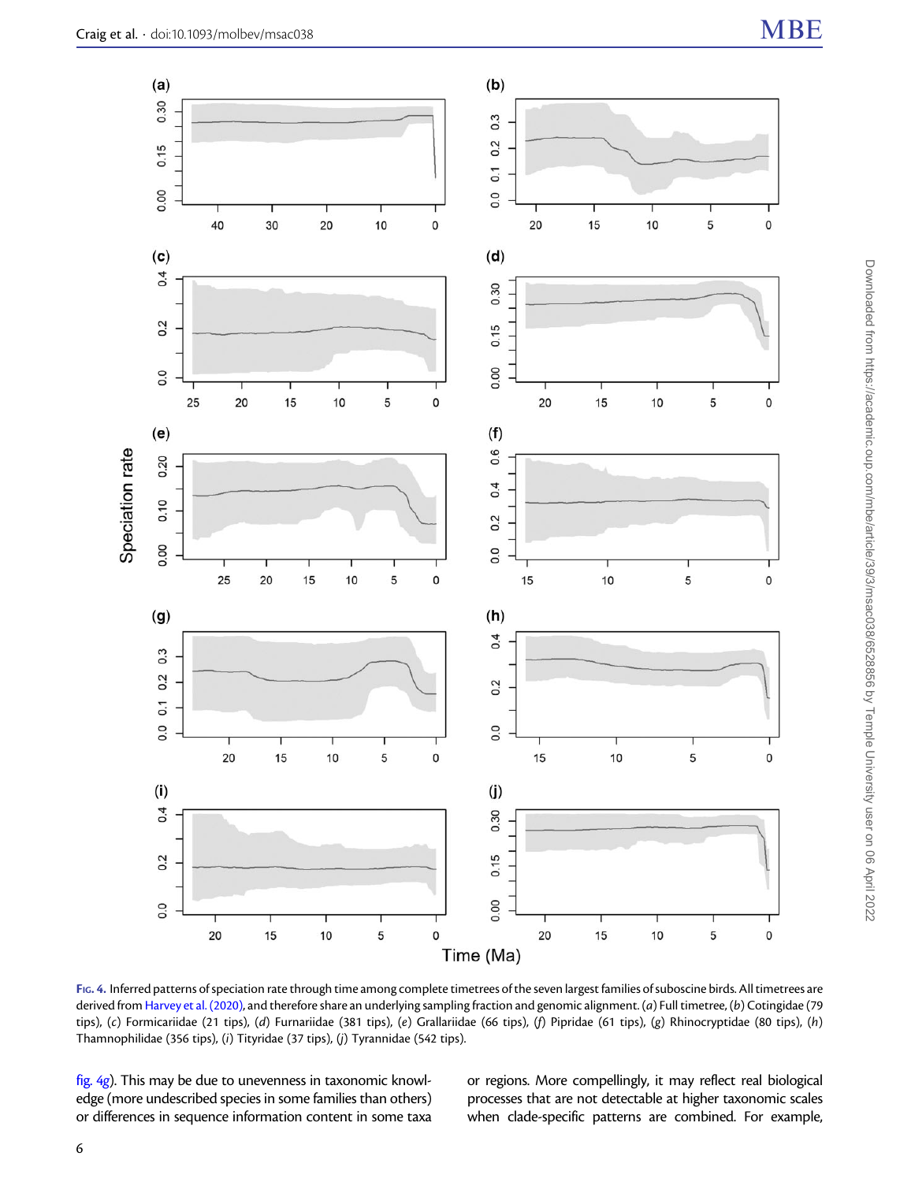(a)

0.30
0.15
0.00

40 30 20 10 0

(b)

0.3
0.2
0.1
0.0

20 15 10 5 0

(c)

0.4
0.2
0.0

25 20 15 10 5 0

(d)

0.30
0.15
0.00

20 15 10 5 0

(e)

0.20
0.10
0.00

25 20 15 10 5 0

(f)

0.6
0.4
0.2
0.0

15 10 5 0

(g)

0.3
0.2
0.1
0.0

20 15 10 5 0

(h)

0.4
0.2
0.0

15 10 5 0

(i)

0.4
0.2
0.0

20 15 10 5 0

(j)

0.30
0.15
0.00

20 15 10 5 0

Speciation rate

Time (Ma)

Fig. 4. Inferred patterns of speciation rate through time among complete timetrees of the seven largest families of suboscine birds. All timetrees are derived from Harvey et al. (2020), and therefore share an underlying sampling fraction and genomic alignment. (*a*) Full timetree, (*b*) Cotingidae (79 tips), (*c*) Formicariidae (21 tips), (*d*) Furnariidae (381 tips), (*e*) Grallariidae (66 tips), (*f*) Pipridae (61 tips), (*g*) Rhinocryptidae (80 tips), (*h*) Thamnophilidae (356 tips), (*i*) Tityridae (37 tips), (*j*) Tyrannidae (542 tips).

fig. 4g). This may be due to unevenness in taxonomic knowledge (more undescribed species in some families than others) or differences in sequence information content in some taxa or regions. More compellingly, it may reflect real biological processes that are not detectable at higher taxonomic scales when clade-specific patterns are combined. For example,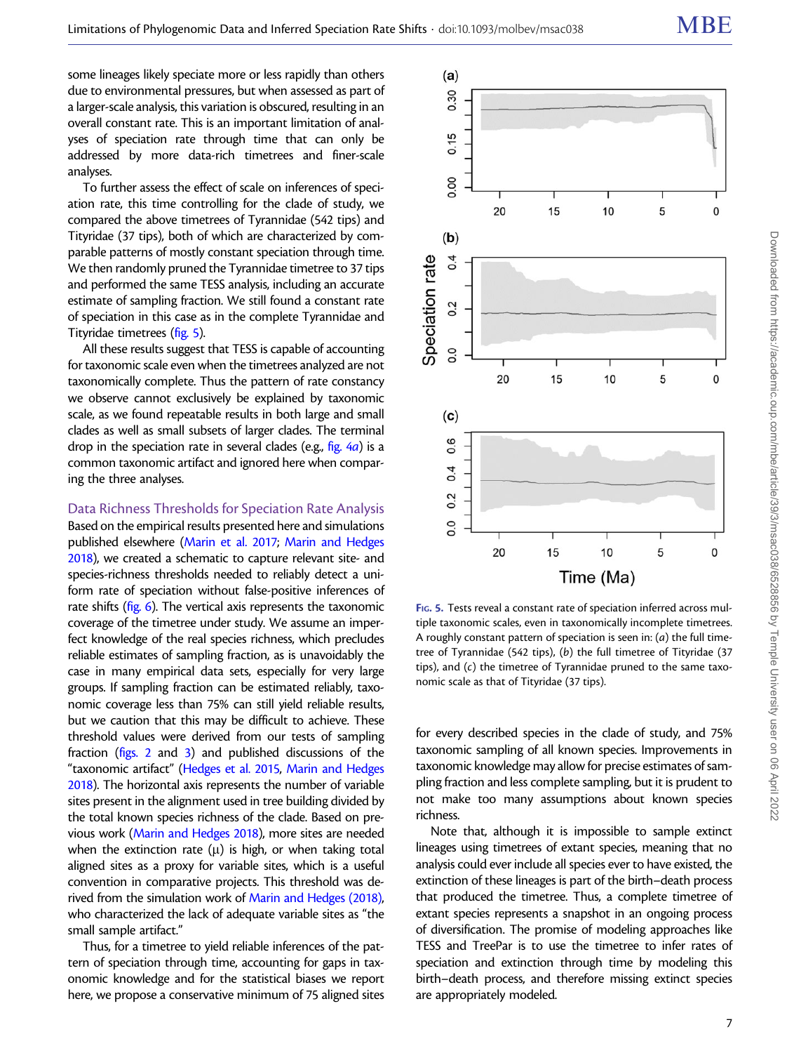some lineages likely speciate more or less rapidly than others due to environmental pressures, but when assessed as part of a larger-scale analysis, this variation is obscured, resulting in an overall constant rate. This is an important limitation of analyses of speciation rate through time that can only be addressed by more data-rich timetrees and finer-scale analyses.

To further assess the effect of scale on inferences of speciation rate, this time controlling for the clade of study, we compared the above timetrees of Tyrannidae (542 tips) and Tityridae (37 tips), both of which are characterized by comparable patterns of mostly constant speciation through time. We then randomly pruned the Tyrannidae timetree to 37 tips and performed the same TESS analysis, including an accurate estimate of sampling fraction. We still found a constant rate of speciation in this case as in the complete Tyrannidae and Tityridae timetrees (fig. 5).

All these results suggest that TESS is capable of accounting for taxonomic scale even when the timetrees analyzed are not taxonomically complete. Thus the pattern of rate constancy we observe cannot exclusively be explained by taxonomic scale, as we found repeatable results in both large and small clades as well as small subsets of larger clades. The terminal drop in the speciation rate in several clades (e.g., fig. 4*a*) is a common taxonomic artifact and ignored here when comparing the three analyses.

## Data Richness Thresholds for Speciation Rate Analysis

Based on the empirical results presented here and simulations published elsewhere (Marin et al. 2017; Marin and Hedges 2018), we created a schematic to capture relevant site- and species-richness thresholds needed to reliably detect a uniform rate of speciation without false-positive inferences of rate shifts (fig. 6). The vertical axis represents the taxonomic coverage of the timetree under study. We assume an imperfect knowledge of the real species richness, which precludes reliable estimates of sampling fraction, as is unavoidably the case in many empirical data sets, especially for very large groups. If sampling fraction can be estimated reliably, taxonomic coverage less than 75% can still yield reliable results, but we caution that this may be difficult to achieve. These threshold values were derived from our tests of sampling fraction (figs. 2 and 3) and published discussions of the "taxonomic artifact" (Hedges et al. 2015, Marin and Hedges 2018). The horizontal axis represents the number of variable sites present in the alignment used in tree building divided by the total known species richness of the clade. Based on previous work (Marin and Hedges 2018), more sites are needed when the extinction rate ($\mu$) is high, or when taking total aligned sites as a proxy for variable sites, which is a useful convention in comparative projects. This threshold was derived from the simulation work of Marin and Hedges (2018), who characterized the lack of adequate variable sites as "the small sample artifact."

Thus, for a timetree to yield reliable inferences of the pattern of speciation through time, accounting for gaps in taxonomic knowledge and for the statistical biases we report here, we propose a conservative minimum of 75 aligned sites for every described species in the clade of study, and 75% taxonomic sampling of all known species. Improvements in taxonomic knowledge may allow for precise estimates of sampling fraction and less complete sampling, but it is prudent to not make too many assumptions about known species richness.

Note that, although it is impossible to sample extinct lineages using timetrees of extant species, meaning that no analysis could ever include all species ever to have existed, the extinction of these lineages is part of the birth–death process that produced the timetree. Thus, a complete timetree of extant species represents a snapshot in an ongoing process of diversification. The promise of modeling approaches like TESS and TreePar is to use the timetree to infer rates of speciation and extinction through time by modeling this birth–death process, and therefore missing extinct species are appropriately modeled.

(a)
0.00
0.15
0.30
20
15
10
5
0

(b)
Speciation rate
0.0
0.2
0.4
20
15
10
5
0

(c)
0.0
0.2
0.4
0.6
20
15
10
5
0
Time (Ma)

FIG. 5. Tests reveal a constant rate of speciation inferred across multiple taxonomic scales, even in taxonomically incomplete timetrees. A roughly constant pattern of speciation is seen in: (*a*) the full timetree of Tyrannidae (542 tips), (*b*) the full timetree of Tityridae (37 tips), and (*c*) the timetree of Tyrannidae pruned to the same taxonomic scale as that of Tityridae (37 tips).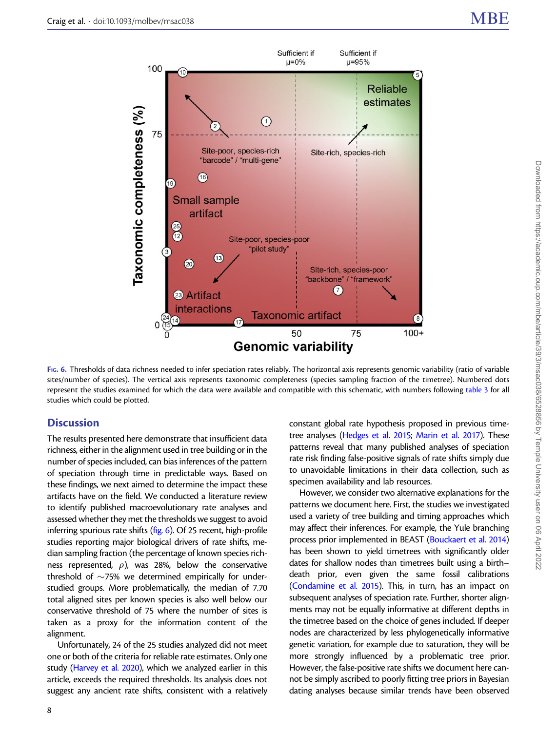Sufficient if μ=0%

Sufficient if μ=95%

100

75

0

0

50

75

100+

Taxonomic completeness (%)

Genomic variability

Reliable estimates

Site-poor, species-rich "barcode" / "multi-gene"

Site-rich, species-rich

Small sample artifact

Site-poor, species-poor "pilot study"

Site-rich, species-poor "backbone" / "framework"

Artifact interactions

Taxonomic artifact

10 5 2 1 16 19 25 12 3 20 13 7 23 24 15 14 17 8

Fig. 6. Thresholds of data richness needed to infer speciation rates reliably. The horizontal axis represents genomic variability (ratio of variable sites/number of species). The vertical axis represents taxonomic completeness (species sampling fraction of the timetree). Numbered dots represent the studies examined for which the data were available and compatible with this schematic, with numbers following table 3 for all studies which could be plotted.

## Discussion

The results presented here demonstrate that insufficient data richness, either in the alignment used in tree building or in the number of species included, can bias inferences of the pattern of speciation through time in predictable ways. Based on these findings, we next aimed to determine the impact these artifacts have on the field. We conducted a literature review to identify published macroevolutionary rate analyses and assessed whether they met the thresholds we suggest to avoid inferring spurious rate shifts (fig. 6). Of 25 recent, high-profile studies reporting major biological drivers of rate shifts, median sampling fraction (the percentage of known species richness represented, $\rho$), was 28%, below the conservative threshold of ~75% we determined empirically for under-studied groups. More problematically, the median of 7.70 total aligned sites per known species is also well below our conservative threshold of 75 where the number of sites is taken as a proxy for the information content of the alignment.

Unfortunately, 24 of the 25 studies analyzed did not meet one or both of the criteria for reliable rate estimates. Only one study (Harvey et al. 2020), which we analyzed earlier in this article, exceeds the required thresholds. Its analysis does not suggest any ancient rate shifts, consistent with a relatively constant global rate hypothesis proposed in previous timetree analyses (Hedges et al. 2015; Marin et al. 2017). These patterns reveal that many published analyses of speciation rate risk finding false-positive signals of rate shifts simply due to unavoidable limitations in their data collection, such as specimen availability and lab resources.

However, we consider two alternative explanations for the patterns we document here. First, the studies we investigated used a variety of tree building and timing approaches which may affect their inferences. For example, the Yule branching process prior implemented in BEAST (Bouckaert et al. 2014) has been shown to yield timetrees with significantly older dates for shallow nodes than timetrees built using a birth–death prior, even given the same fossil calibrations (Condamine et al. 2015). This, in turn, has an impact on subsequent analyses of speciation rate. Further, shorter alignments may not be equally informative at different depths in the timetree based on the choice of genes included. If deeper nodes are characterized by less phylogenetically informative genetic variation, for example due to saturation, they will be more strongly influenced by a problematic tree prior. However, the false-positive rate shifts we document here cannot be simply ascribed to poorly fitting tree priors in Bayesian dating analyses because similar trends have been observed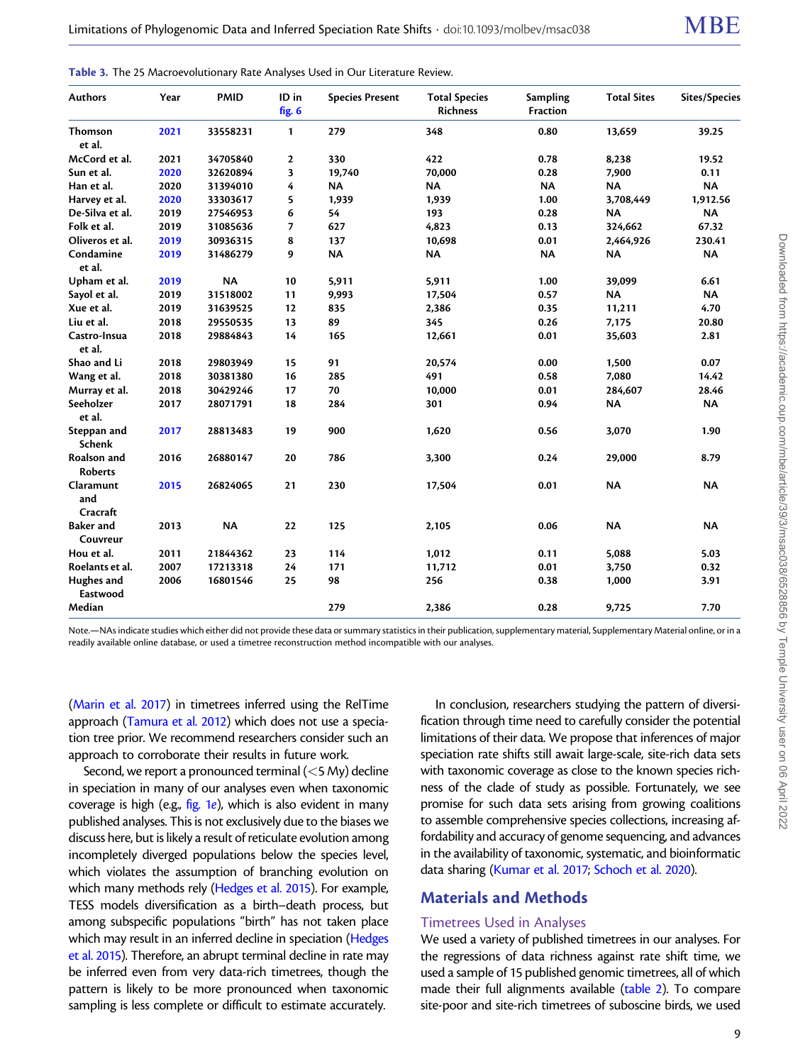**Table 3.** The 25 Macroevolutionary Rate Analyses Used in Our Literature Review.

| Authors | Year | PMID | ID in fig. 6 | Species Present | Total Species Richness | Sampling Fraction | Total Sites | Sites/Species |
|---|---|---|---|---|---|---|---|---|
| Thomson et al. | 2021 | 33558231 | 1 | 279 | 348 | 0.80 | 13,659 | 39.25 |
| McCord et al. | 2021 | 34705840 | 2 | 330 | 422 | 0.78 | 8,238 | 19.52 |
| Sun et al. | 2020 | 32620894 | 3 | 19,740 | 70,000 | 0.28 | 7,900 | 0.11 |
| Han et al. | 2020 | 31394010 | 4 | NA | NA | NA | NA | NA |
| Harvey et al. | 2020 | 33303617 | 5 | 1,939 | 1,939 | 1.00 | 3,708,449 | 1,912.56 |
| De-Silva et al. | 2019 | 27546953 | 6 | 54 | 193 | 0.28 | NA | NA |
| Folk et al. | 2019 | 31085636 | 7 | 627 | 4,823 | 0.13 | 324,662 | 67.32 |
| Oliveros et al. | 2019 | 30936315 | 8 | 137 | 10,698 | 0.01 | 2,464,926 | 230.41 |
| Condamine et al. | 2019 | 31486279 | 9 | NA | NA | NA | NA | NA |
| Upham et al. | 2019 | NA | 10 | 5,911 | 5,911 | 1.00 | 39,099 | 6.61 |
| Sayol et al. | 2019 | 31518002 | 11 | 9,993 | 17,504 | 0.57 | NA | NA |
| Xue et al. | 2019 | 31639525 | 12 | 835 | 2,386 | 0.35 | 11,211 | 4.70 |
| Liu et al. | 2018 | 29550535 | 13 | 89 | 345 | 0.26 | 7,175 | 20.80 |
| Castro-Insua et al. | 2018 | 29884843 | 14 | 165 | 12,661 | 0.01 | 35,603 | 2.81 |
| Shao and Li | 2018 | 29803949 | 15 | 91 | 20,574 | 0.00 | 1,500 | 0.07 |
| Wang et al. | 2018 | 30381380 | 16 | 285 | 491 | 0.58 | 7,080 | 14.42 |
| Murray et al. | 2018 | 30429246 | 17 | 70 | 10,000 | 0.01 | 284,607 | 28.46 |
| Seeholzer et al. | 2017 | 28071791 | 18 | 284 | 301 | 0.94 | NA | NA |
| Steppan and Schenk | 2017 | 28813483 | 19 | 900 | 1,620 | 0.56 | 3,070 | 1.90 |
| Roalson and Roberts | 2016 | 26880147 | 20 | 786 | 3,300 | 0.24 | 29,000 | 8.79 |
| Claramunt and Cracraft | 2015 | 26824065 | 21 | 230 | 17,504 | 0.01 | NA | NA |
| Baker and Couvreur | 2013 | NA | 22 | 125 | 2,105 | 0.06 | NA | NA |
| Hou et al. | 2011 | 21844362 | 23 | 114 | 1,012 | 0.11 | 5,088 | 5.03 |
| Roelants et al. | 2007 | 17213318 | 24 | 171 | 11,712 | 0.01 | 3,750 | 0.32 |
| Hughes and Eastwood | 2006 | 16801546 | 25 | 98 | 256 | 0.38 | 1,000 | 3.91 |
| Median | | | | 279 | 2,386 | 0.28 | 9,725 | 7.70 |

Note.—NAs indicate studies which either did not provide these data or summary statistics in their publication, supplementary material, Supplementary Material online, or in a readily available online database, or used a timetree reconstruction method incompatible with our analyses.

(Marin et al. 2017) in timetrees inferred using the RelTime approach (Tamura et al. 2012) which does not use a speciation tree prior. We recommend researchers consider such an approach to corroborate their results in future work.

Second, we report a pronounced terminal (<5 My) decline in speciation in many of our analyses even when taxonomic coverage is high (e.g., fig. 1*e*), which is also evident in many published analyses. This is not exclusively due to the biases we discuss here, but is likely a result of reticulate evolution among incompletely diverged populations below the species level, which violates the assumption of branching evolution on which many methods rely (Hedges et al. 2015). For example, TESS models diversification as a birth–death process, but among subspecific populations "birth" has not taken place which may result in an inferred decline in speciation (Hedges et al. 2015). Therefore, an abrupt terminal decline in rate may be inferred even from very data-rich timetrees, though the pattern is likely to be more pronounced when taxonomic sampling is less complete or difficult to estimate accurately.

In conclusion, researchers studying the pattern of diversification through time need to carefully consider the potential limitations of their data. We propose that inferences of major speciation rate shifts still await large-scale, site-rich data sets with taxonomic coverage as close to the known species richness of the clade of study as possible. Fortunately, we see promise for such data sets arising from growing coalitions to assemble comprehensive species collections, increasing affordability and accuracy of genome sequencing, and advances in the availability of taxonomic, systematic, and bioinformatic data sharing (Kumar et al. 2017; Schoch et al. 2020).

## Materials and Methods

### Timetrees Used in Analyses

We used a variety of published timetrees in our analyses. For the regressions of data richness against rate shift time, we used a sample of 15 published genomic timetrees, all of which made their full alignments available (table 2). To compare site-poor and site-rich timetrees of suboscine birds, we used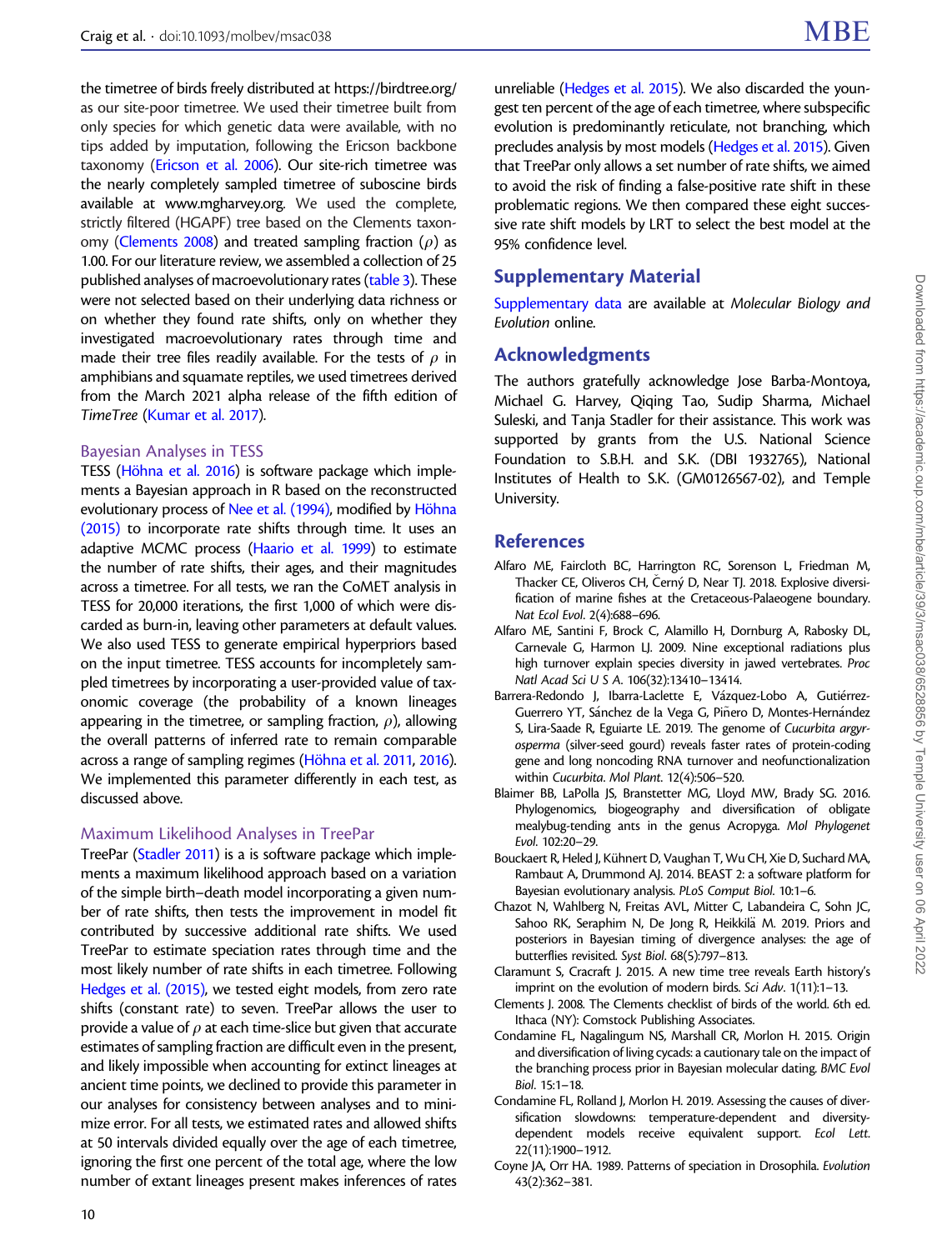the timetree of birds freely distributed at https://birdtree.org/ as our site-poor timetree. We used their timetree built from only species for which genetic data were available, with no tips added by imputation, following the Ericson backbone taxonomy (Ericson et al. 2006). Our site-rich timetree was the nearly completely sampled timetree of suboscine birds available at www.mgharvey.org. We used the complete, strictly filtered (HGAPF) tree based on the Clements taxonomy (Clements 2008) and treated sampling fraction ($\rho$) as 1.00. For our literature review, we assembled a collection of 25 published analyses of macroevolutionary rates (table 3). These were not selected based on their underlying data richness or on whether they found rate shifts, only on whether they investigated macroevolutionary rates through time and made their tree files readily available. For the tests of $\rho$ in amphibians and squamate reptiles, we used timetrees derived from the March 2021 alpha release of the fifth edition of *TimeTree* (Kumar et al. 2017).

### Bayesian Analyses in TESS

TESS (Höhna et al. 2016) is software package which implements a Bayesian approach in R based on the reconstructed evolutionary process of Nee et al. (1994), modified by Höhna (2015) to incorporate rate shifts through time. It uses an adaptive MCMC process (Haario et al. 1999) to estimate the number of rate shifts, their ages, and their magnitudes across a timetree. For all tests, we ran the CoMET analysis in TESS for 20,000 iterations, the first 1,000 of which were discarded as burn-in, leaving other parameters at default values. We also used TESS to generate empirical hyperpriors based on the input timetree. TESS accounts for incompletely sampled timetrees by incorporating a user-provided value of taxonomic coverage (the probability of a known lineages appearing in the timetree, or sampling fraction, $\rho$), allowing the overall patterns of inferred rate to remain comparable across a range of sampling regimes (Höhna et al. 2011, 2016). We implemented this parameter differently in each test, as discussed above.

### Maximum Likelihood Analyses in TreePar

TreePar (Stadler 2011) is a is software package which implements a maximum likelihood approach based on a variation of the simple birth–death model incorporating a given number of rate shifts, then tests the improvement in model fit contributed by successive additional rate shifts. We used TreePar to estimate speciation rates through time and the most likely number of rate shifts in each timetree. Following Hedges et al. (2015), we tested eight models, from zero rate shifts (constant rate) to seven. TreePar allows the user to provide a value of $\rho$ at each time-slice but given that accurate estimates of sampling fraction are difficult even in the present, and likely impossible when accounting for extinct lineages at ancient time points, we declined to provide this parameter in our analyses for consistency between analyses and to minimize error. For all tests, we estimated rates and allowed shifts at 50 intervals divided equally over the age of each timetree, ignoring the first one percent of the total age, where the low number of extant lineages present makes inferences of rates unreliable (Hedges et al. 2015). We also discarded the youngest ten percent of the age of each timetree, where subspecific evolution is predominantly reticulate, not branching, which precludes analysis by most models (Hedges et al. 2015). Given that TreePar only allows a set number of rate shifts, we aimed to avoid the risk of finding a false-positive rate shift in these problematic regions. We then compared these eight successive rate shift models by LRT to select the best model at the 95% confidence level.

## Supplementary Material

Supplementary data are available at *Molecular Biology and Evolution* online.

## Acknowledgments

The authors gratefully acknowledge Jose Barba-Montoya, Michael G. Harvey, Qiqing Tao, Sudip Sharma, Michael Suleski, and Tanja Stadler for their assistance. This work was supported by grants from the U.S. National Science Foundation to S.B.H. and S.K. (DBI 1932765), National Institutes of Health to S.K. (GM0126567-02), and Temple University.

## References

Alfaro ME, Faircloth BC, Harrington RC, Sorenson L, Friedman M, Thacker CE, Oliveros CH, Černý D, Near TJ. 2018. Explosive diversification of marine fishes at the Cretaceous-Palaeogene boundary. *Nat Ecol Evol*. 2(4):688–696.

Alfaro ME, Santini F, Brock C, Alamillo H, Dornburg A, Rabosky DL, Carnevale G, Harmon LJ. 2009. Nine exceptional radiations plus high turnover explain species diversity in jawed vertebrates. *Proc Natl Acad Sci U S A*. 106(32):13410–13414.

Barrera-Redondo J, Ibarra-Laclette E, Vázquez-Lobo A, Gutiérrez-Guerrero YT, Sánchez de la Vega G, Piñero D, Montes-Hernández S, Lira-Saade R, Eguiarte LE. 2019. The genome of *Cucurbita argyrosperma* (silver-seed gourd) reveals faster rates of protein-coding gene and long noncoding RNA turnover and neofunctionalization within *Cucurbita*. *Mol Plant*. 12(4):506–520.

Blaimer BB, LaPolla JS, Branstetter MG, Lloyd MW, Brady SG. 2016. Phylogenomics, biogeography and diversification of obligate mealybug-tending ants in the genus Acropyga. *Mol Phylogenet Evol*. 102:20–29.

Bouckaert R, Heled J, Kühnert D, Vaughan T, Wu CH, Xie D, Suchard MA, Rambaut A, Drummond AJ. 2014. BEAST 2: a software platform for Bayesian evolutionary analysis. *PLoS Comput Biol*. 10:1–6.

Chazot N, Wahlberg N, Freitas AVL, Mitter C, Labandeira C, Sohn JC, Sahoo RK, Seraphim N, De Jong R, Heikkilä M. 2019. Priors and posteriors in Bayesian timing of divergence analyses: the age of butterflies revisited. *Syst Biol*. 68(5):797–813.

Claramunt S, Cracraft J. 2015. A new time tree reveals Earth history's imprint on the evolution of modern birds. *Sci Adv*. 1(11):1–13.

Clements J. 2008. The Clements checklist of birds of the world. 6th ed. Ithaca (NY): Comstock Publishing Associates.

Condamine FL, Nagalingum NS, Marshall CR, Morlon H. 2015. Origin and diversification of living cycads: a cautionary tale on the impact of the branching process prior in Bayesian molecular dating. *BMC Evol Biol*. 15:1–18.

Condamine FL, Rolland J, Morlon H. 2019. Assessing the causes of diversification slowdowns: temperature-dependent and diversity-dependent models receive equivalent support. *Ecol Lett*. 22(11):1900–1912.

Coyne JA, Orr HA. 1989. Patterns of speciation in Drosophila. *Evolution* 43(2):362–381.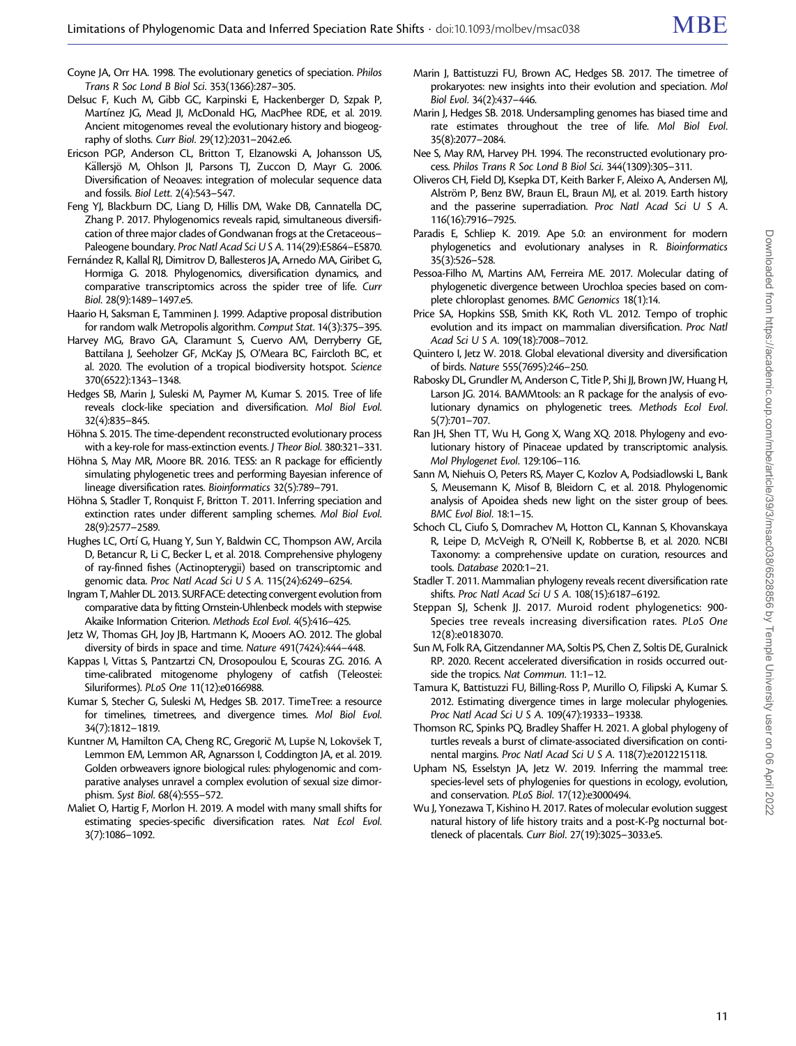Coyne JA, Orr HA. 1998. The evolutionary genetics of speciation. *Philos Trans R Soc Lond B Biol Sci*. 353(1366):287–305.

Delsuc F, Kuch M, Gibb GC, Karpinski E, Hackenberger D, Szpak P, Martínez JG, Mead JI, McDonald HG, MacPhee RDE, et al. 2019. Ancient mitogenomes reveal the evolutionary history and biogeography of sloths. *Curr Biol*. 29(12):2031–2042.e6.

Ericson PGP, Anderson CL, Britton T, Elzanowski A, Johansson US, Källersjö M, Ohlson JI, Parsons TJ, Zuccon D, Mayr G. 2006. Diversification of Neoaves: integration of molecular sequence data and fossils. *Biol Lett*. 2(4):543–547.

Feng YJ, Blackburn DC, Liang D, Hillis DM, Wake DB, Cannatella DC, Zhang P. 2017. Phylogenomics reveals rapid, simultaneous diversification of three major clades of Gondwanan frogs at the Cretaceous–Paleogene boundary. *Proc Natl Acad Sci U S A*. 114(29):E5864–E5870.

Fernández R, Kallal RJ, Dimitrov D, Ballesteros JA, Arnedo MA, Giribet G, Hormiga G. 2018. Phylogenomics, diversification dynamics, and comparative transcriptomics across the spider tree of life. *Curr Biol*. 28(9):1489–1497.e5.

Haario H, Saksman E, Tamminen J. 1999. Adaptive proposal distribution for random walk Metropolis algorithm. *Comput Stat*. 14(3):375–395.

Harvey MG, Bravo GA, Claramunt S, Cuervo AM, Derryberry GE, Battilana J, Seeholzer GF, McKay JS, O'Meara BC, Faircloth BC, et al. 2020. The evolution of a tropical biodiversity hotspot. *Science* 370(6522):1343–1348.

Hedges SB, Marin J, Suleski M, Paymer M, Kumar S. 2015. Tree of life reveals clock-like speciation and diversification. *Mol Biol Evol*. 32(4):835–845.

Höhna S. 2015. The time-dependent reconstructed evolutionary process with a key-role for mass-extinction events. *J Theor Biol*. 380:321–331.

Höhna S, May MR, Moore BR. 2016. TESS: an R package for efficiently simulating phylogenetic trees and performing Bayesian inference of lineage diversification rates. *Bioinformatics* 32(5):789–791.

Höhna S, Stadler T, Ronquist F, Britton T. 2011. Inferring speciation and extinction rates under different sampling schemes. *Mol Biol Evol*. 28(9):2577–2589.

Hughes LC, Ortí G, Huang Y, Sun Y, Baldwin CC, Thompson AW, Arcila D, Betancur R, Li C, Becker L, et al. 2018. Comprehensive phylogeny of ray-finned fishes (Actinopterygii) based on transcriptomic and genomic data. *Proc Natl Acad Sci U S A*. 115(24):6249–6254.

Ingram T, Mahler DL. 2013. SURFACE: detecting convergent evolution from comparative data by fitting Ornstein-Uhlenbeck models with stepwise Akaike Information Criterion. *Methods Ecol Evol*. 4(5):416–425.

Jetz W, Thomas GH, Joy JB, Hartmann K, Mooers AO. 2012. The global diversity of birds in space and time. *Nature* 491(7424):444–448.

Kappas I, Vittas S, Pantzartzi CN, Drosopoulou E, Scouras ZG. 2016. A time-calibrated mitogenome phylogeny of catfish (Teleostei: Siluriformes). *PLoS One* 11(12):e0166988.

Kumar S, Stecher G, Suleski M, Hedges SB. 2017. TimeTree: a resource for timelines, timetrees, and divergence times. *Mol Biol Evol*. 34(7):1812–1819.

Kuntner M, Hamilton CA, Cheng RC, Gregorič M, Lupše N, Lokovšek T, Lemmon EM, Lemmon AR, Agnarsson I, Coddington JA, et al. 2019. Golden orbweavers ignore biological rules: phylogenomic and comparative analyses unravel a complex evolution of sexual size dimorphism. *Syst Biol*. 68(4):555–572.

Maliet O, Hartig F, Morlon H. 2019. A model with many small shifts for estimating species-specific diversification rates. *Nat Ecol Evol*. 3(7):1086–1092.

Marin J, Battistuzzi FU, Brown AC, Hedges SB. 2017. The timetree of prokaryotes: new insights into their evolution and speciation. *Mol Biol Evol*. 34(2):437–446.

Marin J, Hedges SB. 2018. Undersampling genomes has biased time and rate estimates throughout the tree of life. *Mol Biol Evol*. 35(8):2077–2084.

Nee S, May RM, Harvey PH. 1994. The reconstructed evolutionary process. *Philos Trans R Soc Lond B Biol Sci*. 344(1309):305–311.

Oliveros CH, Field DJ, Ksepka DT, Keith Barker F, Aleixo A, Andersen MJ, Alström P, Benz BW, Braun EL, Braun MJ, et al. 2019. Earth history and the passerine superradiation. *Proc Natl Acad Sci U S A*. 116(16):7916–7925.

Paradis E, Schliep K. 2019. Ape 5.0: an environment for modern phylogenetics and evolutionary analyses in R. *Bioinformatics* 35(3):526–528.

Pessoa-Filho M, Martins AM, Ferreira ME. 2017. Molecular dating of phylogenetic divergence between Urochloa species based on complete chloroplast genomes. *BMC Genomics* 18(1):14.

Price SA, Hopkins SSB, Smith KK, Roth VL. 2012. Tempo of trophic evolution and its impact on mammalian diversification. *Proc Natl Acad Sci U S A*. 109(18):7008–7012.

Quintero I, Jetz W. 2018. Global elevational diversity and diversification of birds. *Nature* 555(7695):246–250.

Rabosky DL, Grundler M, Anderson C, Title P, Shi JJ, Brown JW, Huang H, Larson JG. 2014. BAMMtools: an R package for the analysis of evolutionary dynamics on phylogenetic trees. *Methods Ecol Evol*. 5(7):701–707.

Ran JH, Shen TT, Wu H, Gong X, Wang XQ. 2018. Phylogeny and evolutionary history of Pinaceae updated by transcriptomic analysis. *Mol Phylogenet Evol*. 129:106–116.

Sann M, Niehuis O, Peters RS, Mayer C, Kozlov A, Podsiadlowski L, Bank S, Meusemann K, Misof B, Bleidorn C, et al. 2018. Phylogenomic analysis of Apoidea sheds new light on the sister group of bees. *BMC Evol Biol*. 18:1–15.

Schoch CL, Ciufo S, Domrachev M, Hotton CL, Kannan S, Khovanskaya R, Leipe D, McVeigh R, O'Neill K, Robbertse B, et al. 2020. NCBI Taxonomy: a comprehensive update on curation, resources and tools. *Database* 2020:1–21.

Stadler T. 2011. Mammalian phylogeny reveals recent diversification rate shifts. *Proc Natl Acad Sci U S A*. 108(15):6187–6192.

Steppan SJ, Schenk JJ. 2017. Muroid rodent phylogenetics: 900-Species tree reveals increasing diversification rates. *PLoS One* 12(8):e0183070.

Sun M, Folk RA, Gitzendanner MA, Soltis PS, Chen Z, Soltis DE, Guralnick RP. 2020. Recent accelerated diversification in rosids occurred outside the tropics. *Nat Commun*. 11:1–12.

Tamura K, Battistuzzi FU, Billing-Ross P, Murillo O, Filipski A, Kumar S. 2012. Estimating divergence times in large molecular phylogenies. *Proc Natl Acad Sci U S A*. 109(47):19333–19338.

Thomson RC, Spinks PQ, Bradley Shaffer H. 2021. A global phylogeny of turtles reveals a burst of climate-associated diversification on continental margins. *Proc Natl Acad Sci U S A*. 118(7):e2012215118.

Upham NS, Esselstyn JA, Jetz W. 2019. Inferring the mammal tree: species-level sets of phylogenies for questions in ecology, evolution, and conservation. *PLoS Biol*. 17(12):e3000494.

Wu J, Yonezawa T, Kishino H. 2017. Rates of molecular evolution suggest natural history of life history traits and a post-K-Pg nocturnal bottleneck of placentals. *Curr Biol*. 27(19):3025–3033.e5.